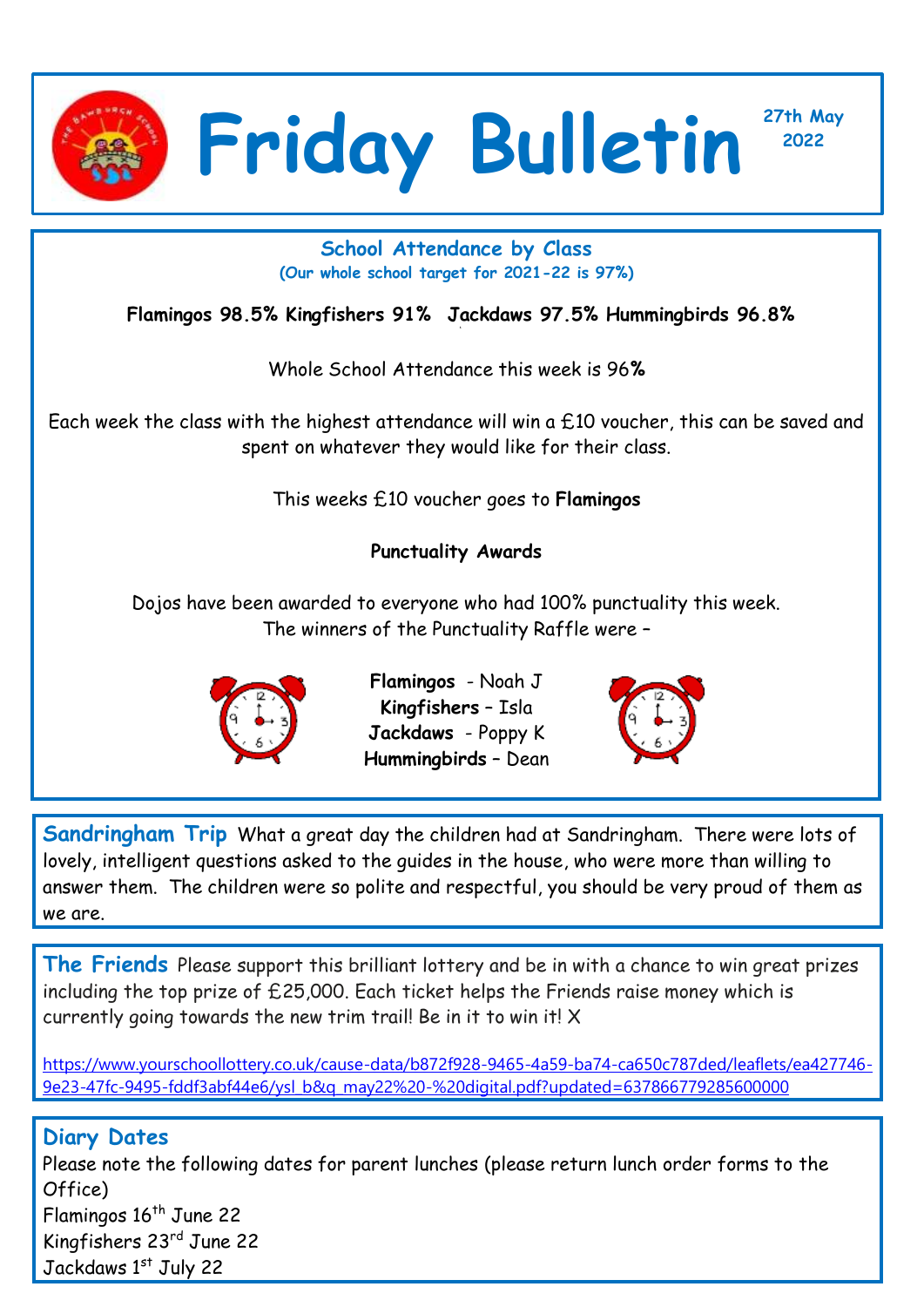# Friday Bulletin

**27th May 2022**

### School Attendance by Class

**(Our whole school target for 2021-22 is 97%)**

**Flamingos 98.5% Kingfishers 91% Jackdaws 97.5% Hummingbirds 96.8%**

Whole School Attendance this week is 96**%**

Each week the class with the highest attendance will win a £10 voucher, this can be saved and spent on whatever they would like for their class.

This weeks £10 voucher goes to **Flamingos**

**Punctuality Awards**

Dojos have been awarded to everyone who had 100% punctuality this week.
The winners of the Punctuality Raffle were –

**Flamingos** - Noah J
**Kingfishers** – Isla
**Jackdaws** - Poppy K
**Hummingbirds** – Dean

**Sandringham Trip** What a great day the children had at Sandringham. There were lots of lovely, intelligent questions asked to the guides in the house, who were more than willing to answer them. The children were so polite and respectful, you should be very proud of them as we are.

**The Friends** Please support this brilliant lottery and be in with a chance to win great prizes including the top prize of £25,000. Each ticket helps the Friends raise money which is currently going towards the new trim trail! Be in it to win it! X

https://www.yourschoollottery.co.uk/cause-data/b872f928-9465-4a59-ba74-ca650c787ded/leaflets/ea427746-9e23-47fc-9495-fddf3abf44e6/ysl_b&q_may22%20-%20digital.pdf?updated=637866779285600000

**Diary Dates**

Please note the following dates for parent lunches (please return lunch order forms to the Office)
Flamingos 16th June 22
Kingfishers 23rd June 22
Jackdaws 1st July 22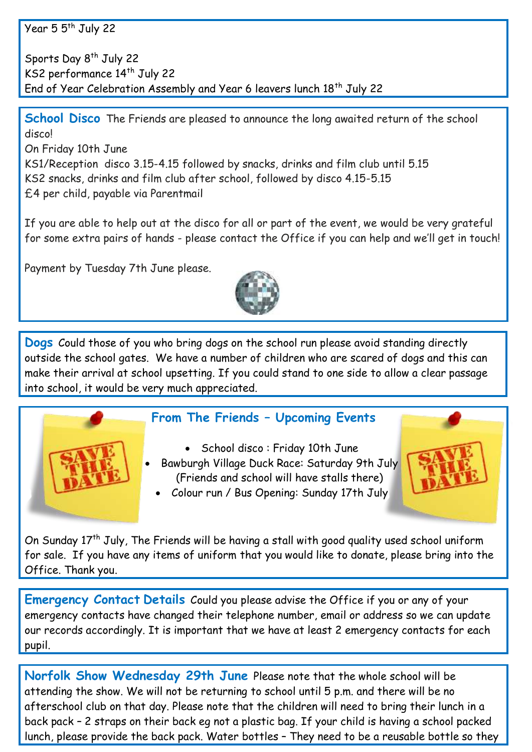Year 5 5th July 22

Sports Day 8th July 22
KS2 performance 14th July 22
End of Year Celebration Assembly and Year 6 leavers lunch 18th July 22

**School Disco** The Friends are pleased to announce the long awaited return of the school disco!
On Friday 10th June
KS1/Reception disco 3.15-4.15 followed by snacks, drinks and film club until 5.15
KS2 snacks, drinks and film club after school, followed by disco 4.15-5.15
£4 per child, payable via Parentmail

If you are able to help out at the disco for all or part of the event, we would be very grateful for some extra pairs of hands - please contact the Office if you can help and we'll get in touch!

Payment by Tuesday 7th June please.

**Dogs** Could those of you who bring dogs on the school run please avoid standing directly outside the school gates. We have a number of children who are scared of dogs and this can make their arrival at school upsetting. If you could stand to one side to allow a clear passage into school, it would be very much appreciated.

## From The Friends – Upcoming Events

- School disco : Friday 10th June
- Bawburgh Village Duck Race: Saturday 9th July (Friends and school will have stalls there)
- Colour run / Bus Opening: Sunday 17th July

On Sunday 17th July, The Friends will be having a stall with good quality used school uniform for sale. If you have any items of uniform that you would like to donate, please bring into the Office. Thank you.

**Emergency Contact Details** Could you please advise the Office if you or any of your emergency contacts have changed their telephone number, email or address so we can update our records accordingly. It is important that we have at least 2 emergency contacts for each pupil.

**Norfolk Show Wednesday 29th June** Please note that the whole school will be attending the show. We will not be returning to school until 5 p.m. and there will be no afterschool club on that day. Please note that the children will need to bring their lunch in a back pack – 2 straps on their back eg not a plastic bag. If your child is having a school packed lunch, please provide the back pack. Water bottles – They need to be a reusable bottle so they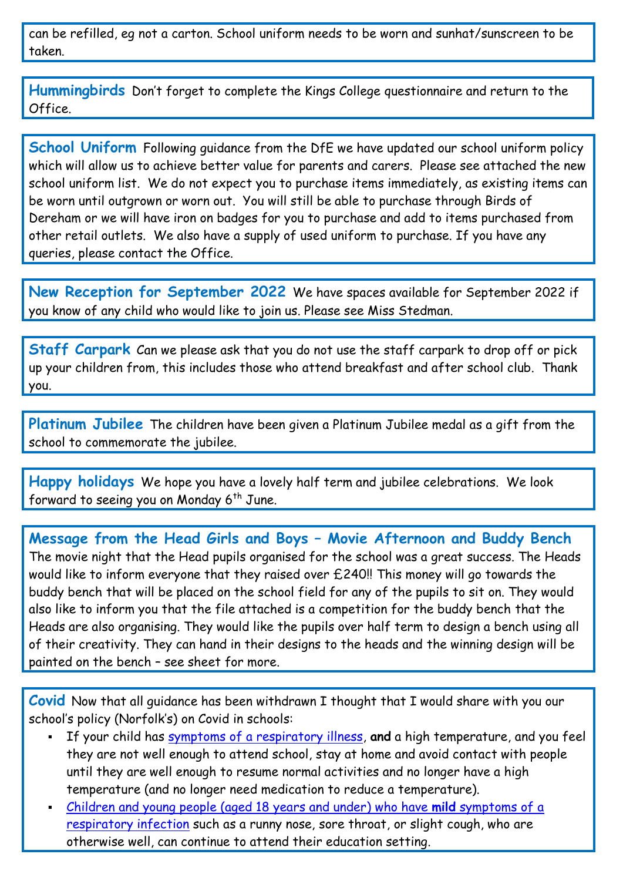can be refilled, eg not a carton. School uniform needs to be worn and sunhat/sunscreen to be taken.

**Hummingbirds** Don't forget to complete the Kings College questionnaire and return to the Office.

**School Uniform** Following guidance from the DfE we have updated our school uniform policy which will allow us to achieve better value for parents and carers. Please see attached the new school uniform list. We do not expect you to purchase items immediately, as existing items can be worn until outgrown or worn out. You will still be able to purchase through Birds of Dereham or we will have iron on badges for you to purchase and add to items purchased from other retail outlets. We also have a supply of used uniform to purchase. If you have any queries, please contact the Office.

**New Reception for September 2022** We have spaces available for September 2022 if you know of any child who would like to join us. Please see Miss Stedman.

**Staff Carpark** Can we please ask that you do not use the staff carpark to drop off or pick up your children from, this includes those who attend breakfast and after school club. Thank you.

**Platinum Jubilee** The children have been given a Platinum Jubilee medal as a gift from the school to commemorate the jubilee.

**Happy holidays** We hope you have a lovely half term and jubilee celebrations. We look forward to seeing you on Monday 6th June.

**Message from the Head Girls and Boys – Movie Afternoon and Buddy Bench**
The movie night that the Head pupils organised for the school was a great success. The Heads would like to inform everyone that they raised over £240!! This money will go towards the buddy bench that will be placed on the school field for any of the pupils to sit on. They would also like to inform you that the file attached is a competition for the buddy bench that the Heads are also organising. They would like the pupils over half term to design a bench using all of their creativity. They can hand in their designs to the heads and the winning design will be painted on the bench – see sheet for more.

**Covid** Now that all guidance has been withdrawn I thought that I would share with you our school's policy (Norfolk's) on Covid in schools:

- If your child has symptoms of a respiratory illness, **and** a high temperature, and you feel they are not well enough to attend school, stay at home and avoid contact with people until they are well enough to resume normal activities and no longer have a high temperature (and no longer need medication to reduce a temperature).
- Children and young people (aged 18 years and under) who have **mild** symptoms of a respiratory infection such as a runny nose, sore throat, or slight cough, who are otherwise well, can continue to attend their education setting.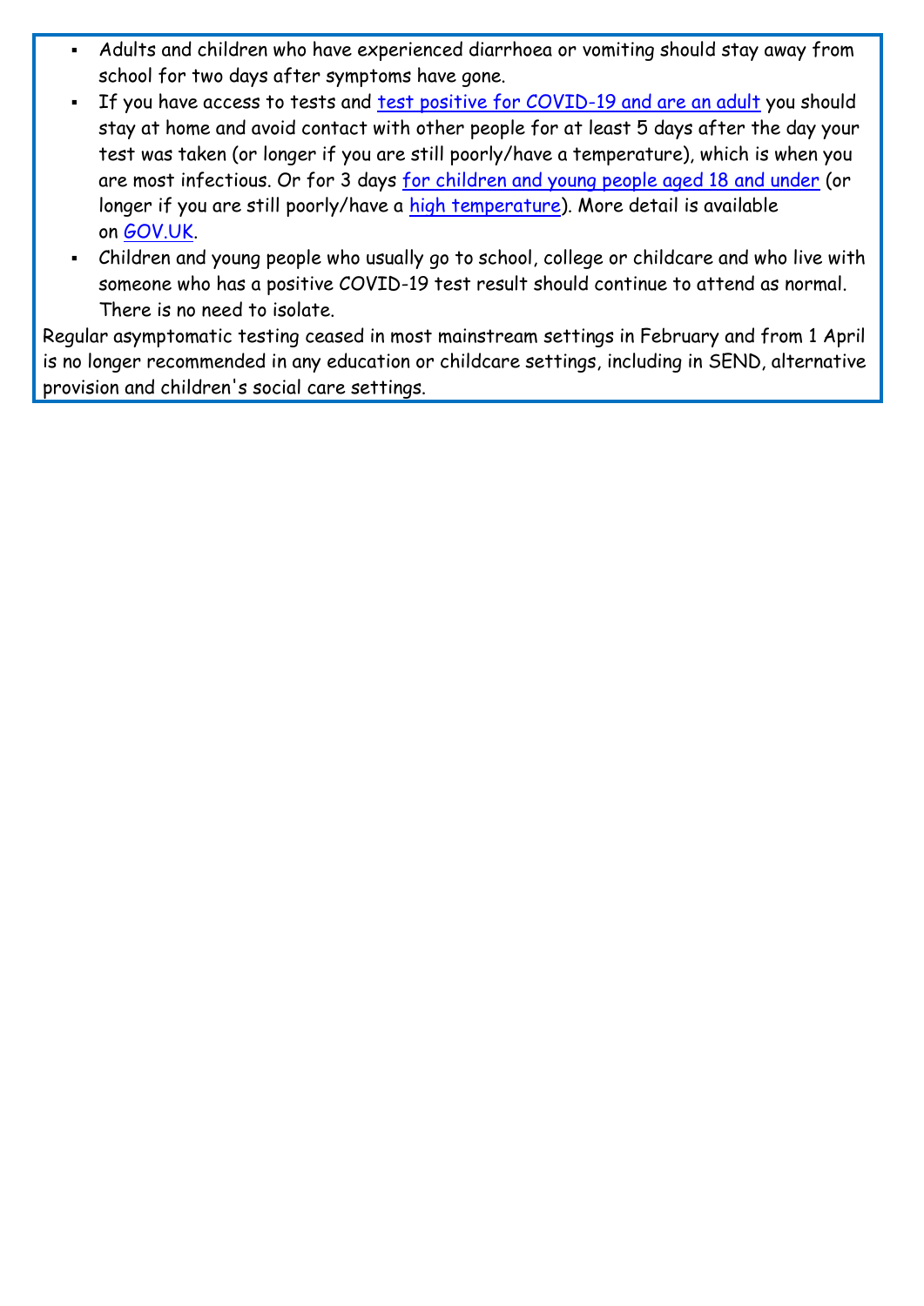- Adults and children who have experienced diarrhoea or vomiting should stay away from school for two days after symptoms have gone.
- If you have access to tests and [test positive for COVID-19 and are an adult]() you should stay at home and avoid contact with other people for at least 5 days after the day your test was taken (or longer if you are still poorly/have a temperature), which is when you are most infectious. Or for 3 days [for children and young people aged 18 and under]() (or longer if you are still poorly/have a [high temperature]()). More detail is available on [GOV.UK]().
- Children and young people who usually go to school, college or childcare and who live with someone who has a positive COVID-19 test result should continue to attend as normal. There is no need to isolate.

Regular asymptomatic testing ceased in most mainstream settings in February and from 1 April is no longer recommended in any education or childcare settings, including in SEND, alternative provision and children's social care settings.